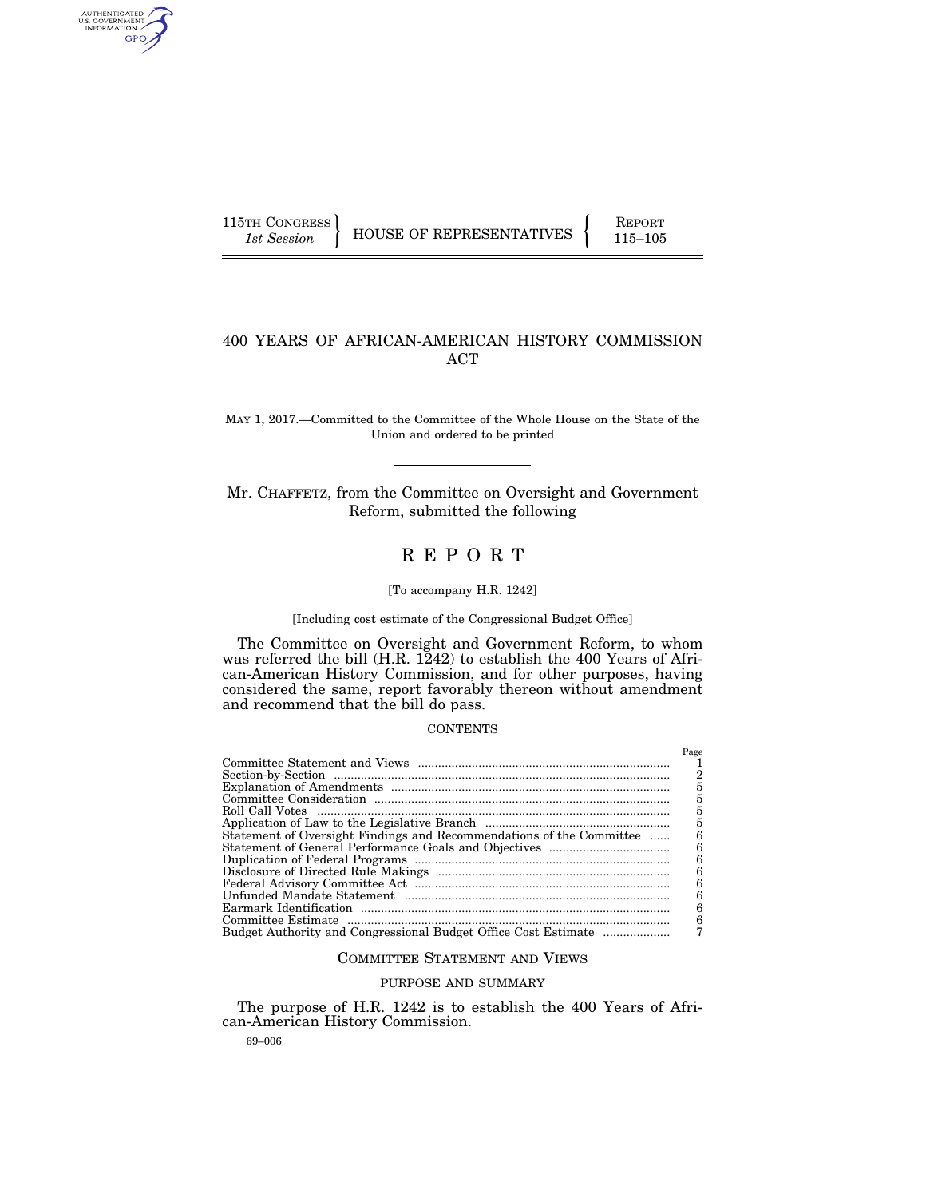115TH CONGRESS
*1st Session*

HOUSE OF REPRESENTATIVES

REPORT
115–105

# 400 YEARS OF AFRICAN-AMERICAN HISTORY COMMISSION ACT

MAY 1, 2017.—Committed to the Committee of the Whole House on the State of the Union and ordered to be printed

Mr. CHAFFETZ, from the Committee on Oversight and Government Reform, submitted the following

# REPORT

[To accompany H.R. 1242]

[Including cost estimate of the Congressional Budget Office]

The Committee on Oversight and Government Reform, to whom was referred the bill (H.R. 1242) to establish the 400 Years of African-American History Commission, and for other purposes, having considered the same, report favorably thereon without amendment and recommend that the bill do pass.

CONTENTS

| | Page |
|---|---|
| Committee Statement and Views | 1 |
| Section-by-Section | 2 |
| Explanation of Amendments | 5 |
| Committee Consideration | 5 |
| Roll Call Votes | 5 |
| Application of Law to the Legislative Branch | 5 |
| Statement of Oversight Findings and Recommendations of the Committee | 6 |
| Statement of General Performance Goals and Objectives | 6 |
| Duplication of Federal Programs | 6 |
| Disclosure of Directed Rule Makings | 6 |
| Federal Advisory Committee Act | 6 |
| Unfunded Mandate Statement | 6 |
| Earmark Identification | 6 |
| Committee Estimate | 6 |
| Budget Authority and Congressional Budget Office Cost Estimate | 7 |

## COMMITTEE STATEMENT AND VIEWS

### PURPOSE AND SUMMARY

The purpose of H.R. 1242 is to establish the 400 Years of African-American History Commission.

69–006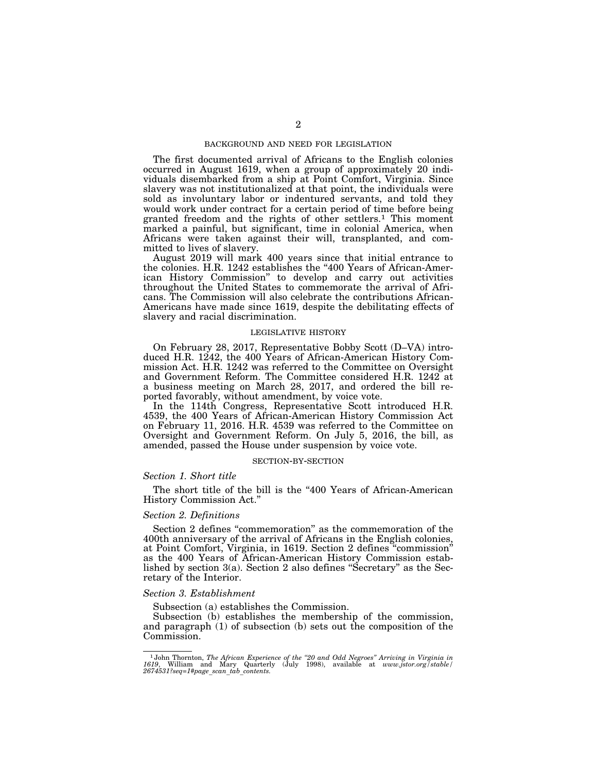## BACKGROUND AND NEED FOR LEGISLATION

The first documented arrival of Africans to the English colonies occurred in August 1619, when a group of approximately 20 individuals disembarked from a ship at Point Comfort, Virginia. Since slavery was not institutionalized at that point, the individuals were sold as involuntary labor or indentured servants, and told they would work under contract for a certain period of time before being granted freedom and the rights of other settlers.[1] This moment marked a painful, but significant, time in colonial America, when Africans were taken against their will, transplanted, and committed to lives of slavery.

August 2019 will mark 400 years since that initial entrance to the colonies. H.R. 1242 establishes the "400 Years of African-American History Commission" to develop and carry out activities throughout the United States to commemorate the arrival of Africans. The Commission will also celebrate the contributions African-Americans have made since 1619, despite the debilitating effects of slavery and racial discrimination.

## LEGISLATIVE HISTORY

On February 28, 2017, Representative Bobby Scott (D–VA) introduced H.R. 1242, the 400 Years of African-American History Commission Act. H.R. 1242 was referred to the Committee on Oversight and Government Reform. The Committee considered H.R. 1242 at a business meeting on March 28, 2017, and ordered the bill reported favorably, without amendment, by voice vote.

In the 114th Congress, Representative Scott introduced H.R. 4539, the 400 Years of African-American History Commission Act on February 11, 2016. H.R. 4539 was referred to the Committee on Oversight and Government Reform. On July 5, 2016, the bill, as amended, passed the House under suspension by voice vote.

## SECTION-BY-SECTION

### *Section 1. Short title*

The short title of the bill is the "400 Years of African-American History Commission Act."

### *Section 2. Definitions*

Section 2 defines "commemoration" as the commemoration of the 400th anniversary of the arrival of Africans in the English colonies, at Point Comfort, Virginia, in 1619. Section 2 defines "commission" as the 400 Years of African-American History Commission established by section 3(a). Section 2 also defines "Secretary" as the Secretary of the Interior.

### *Section 3. Establishment*

Subsection (a) establishes the Commission.

Subsection (b) establishes the membership of the commission, and paragraph (1) of subsection (b) sets out the composition of the Commission.

---

[1] John Thornton, *The African Experience of the "20 and Odd Negroes" Arriving in Virginia in 1619*, William and Mary Quarterly (July 1998), available at *www.jstor.org/stable/2674531?seq=1#page_scan_tab_contents*.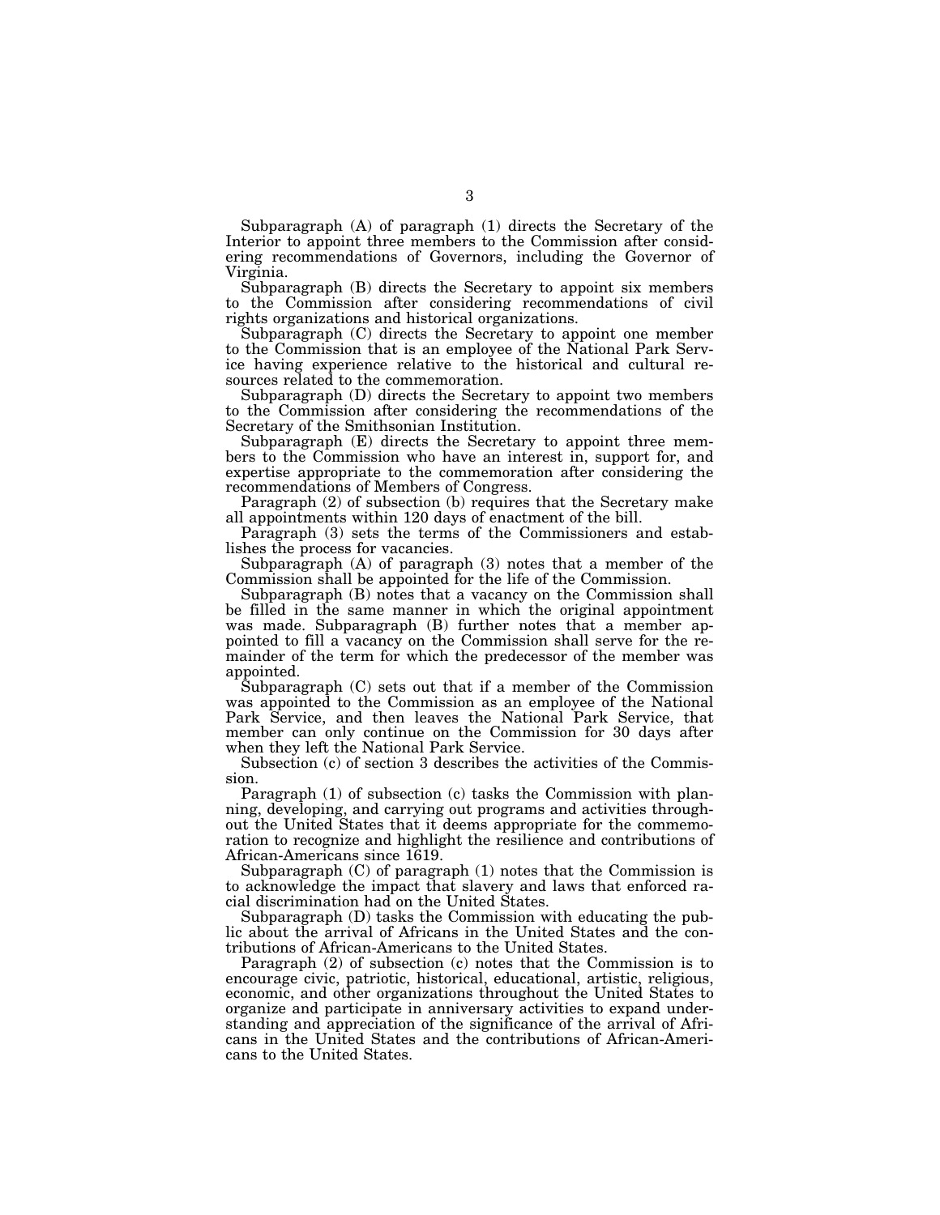Subparagraph (A) of paragraph (1) directs the Secretary of the Interior to appoint three members to the Commission after considering recommendations of Governors, including the Governor of Virginia.

Subparagraph (B) directs the Secretary to appoint six members to the Commission after considering recommendations of civil rights organizations and historical organizations.

Subparagraph (C) directs the Secretary to appoint one member to the Commission that is an employee of the National Park Service having experience relative to the historical and cultural resources related to the commemoration.

Subparagraph (D) directs the Secretary to appoint two members to the Commission after considering the recommendations of the Secretary of the Smithsonian Institution.

Subparagraph (E) directs the Secretary to appoint three members to the Commission who have an interest in, support for, and expertise appropriate to the commemoration after considering the recommendations of Members of Congress.

Paragraph (2) of subsection (b) requires that the Secretary make all appointments within 120 days of enactment of the bill.

Paragraph (3) sets the terms of the Commissioners and establishes the process for vacancies.

Subparagraph (A) of paragraph (3) notes that a member of the Commission shall be appointed for the life of the Commission.

Subparagraph (B) notes that a vacancy on the Commission shall be filled in the same manner in which the original appointment was made. Subparagraph (B) further notes that a member appointed to fill a vacancy on the Commission shall serve for the remainder of the term for which the predecessor of the member was appointed.

Subparagraph (C) sets out that if a member of the Commission was appointed to the Commission as an employee of the National Park Service, and then leaves the National Park Service, that member can only continue on the Commission for 30 days after when they left the National Park Service.

Subsection (c) of section 3 describes the activities of the Commission.

Paragraph (1) of subsection (c) tasks the Commission with planning, developing, and carrying out programs and activities throughout the United States that it deems appropriate for the commemoration to recognize and highlight the resilience and contributions of African-Americans since 1619.

Subparagraph (C) of paragraph (1) notes that the Commission is to acknowledge the impact that slavery and laws that enforced racial discrimination had on the United States.

Subparagraph (D) tasks the Commission with educating the public about the arrival of Africans in the United States and the contributions of African-Americans to the United States.

Paragraph (2) of subsection (c) notes that the Commission is to encourage civic, patriotic, historical, educational, artistic, religious, economic, and other organizations throughout the United States to organize and participate in anniversary activities to expand understanding and appreciation of the significance of the arrival of Africans in the United States and the contributions of African-Americans to the United States.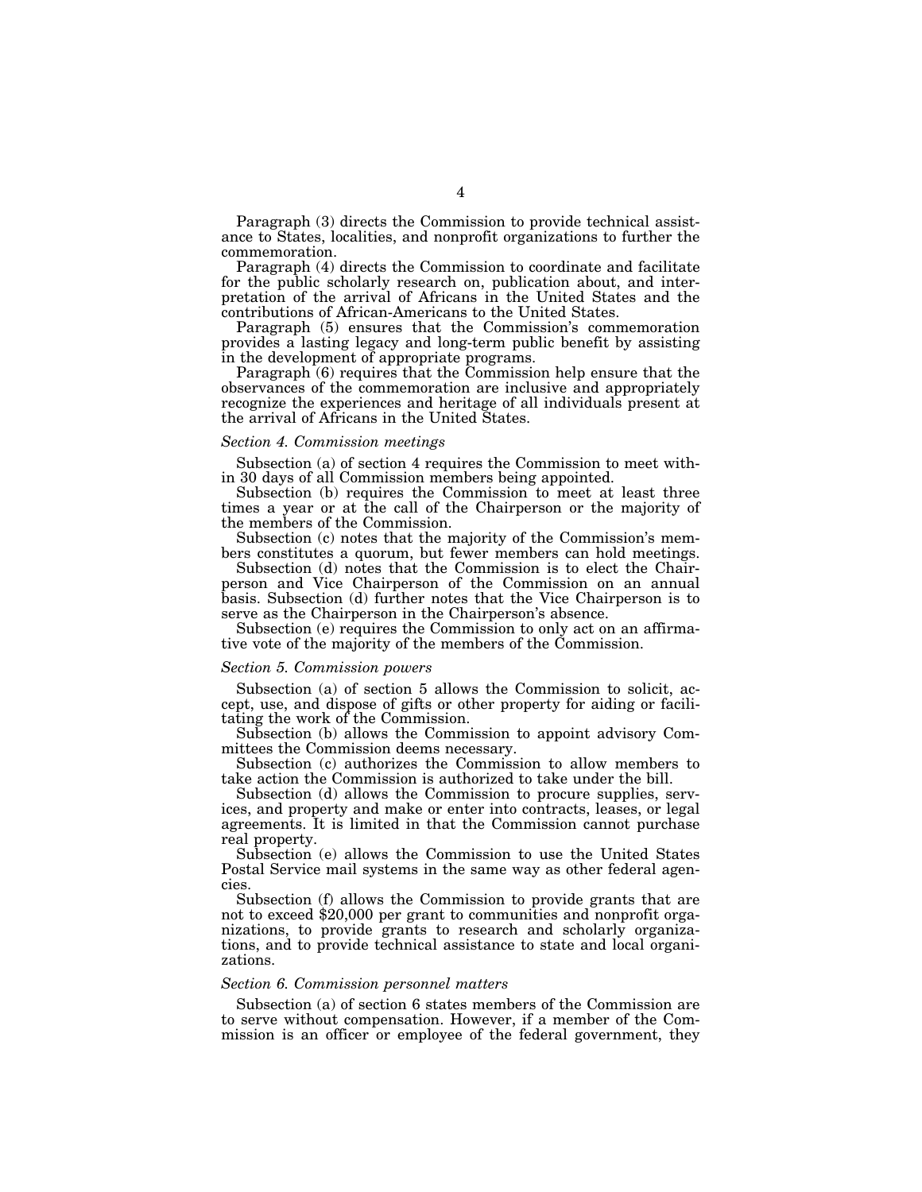Paragraph (3) directs the Commission to provide technical assistance to States, localities, and nonprofit organizations to further the commemoration.

Paragraph (4) directs the Commission to coordinate and facilitate for the public scholarly research on, publication about, and interpretation of the arrival of Africans in the United States and the contributions of African-Americans to the United States.

Paragraph (5) ensures that the Commission's commemoration provides a lasting legacy and long-term public benefit by assisting in the development of appropriate programs.

Paragraph (6) requires that the Commission help ensure that the observances of the commemoration are inclusive and appropriately recognize the experiences and heritage of all individuals present at the arrival of Africans in the United States.

*Section 4. Commission meetings*

Subsection (a) of section 4 requires the Commission to meet within 30 days of all Commission members being appointed.

Subsection (b) requires the Commission to meet at least three times a year or at the call of the Chairperson or the majority of the members of the Commission.

Subsection (c) notes that the majority of the Commission's members constitutes a quorum, but fewer members can hold meetings.

Subsection (d) notes that the Commission is to elect the Chairperson and Vice Chairperson of the Commission on an annual basis. Subsection (d) further notes that the Vice Chairperson is to serve as the Chairperson in the Chairperson's absence.

Subsection (e) requires the Commission to only act on an affirmative vote of the majority of the members of the Commission.

*Section 5. Commission powers*

Subsection (a) of section 5 allows the Commission to solicit, accept, use, and dispose of gifts or other property for aiding or facilitating the work of the Commission.

Subsection (b) allows the Commission to appoint advisory Committees the Commission deems necessary.

Subsection (c) authorizes the Commission to allow members to take action the Commission is authorized to take under the bill.

Subsection (d) allows the Commission to procure supplies, services, and property and make or enter into contracts, leases, or legal agreements. It is limited in that the Commission cannot purchase real property.

Subsection (e) allows the Commission to use the United States Postal Service mail systems in the same way as other federal agencies.

Subsection (f) allows the Commission to provide grants that are not to exceed $20,000 per grant to communities and nonprofit organizations, to provide grants to research and scholarly organizations, and to provide technical assistance to state and local organizations.

*Section 6. Commission personnel matters*

Subsection (a) of section 6 states members of the Commission are to serve without compensation. However, if a member of the Commission is an officer or employee of the federal government, they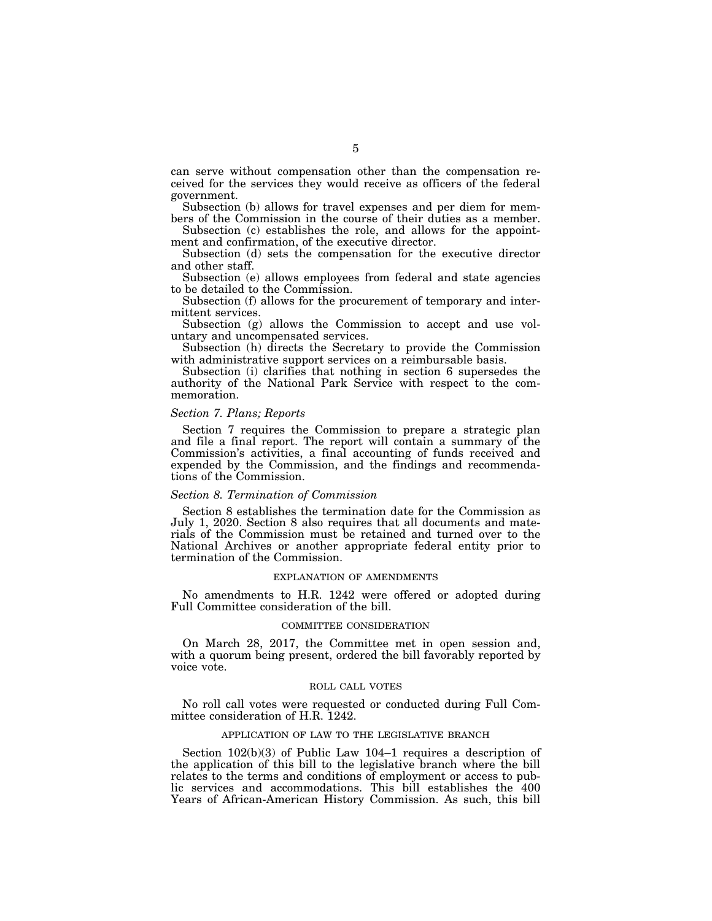can serve without compensation other than the compensation received for the services they would receive as officers of the federal government.

Subsection (b) allows for travel expenses and per diem for members of the Commission in the course of their duties as a member.

Subsection (c) establishes the role, and allows for the appointment and confirmation, of the executive director.

Subsection (d) sets the compensation for the executive director and other staff.

Subsection (e) allows employees from federal and state agencies to be detailed to the Commission.

Subsection (f) allows for the procurement of temporary and intermittent services.

Subsection (g) allows the Commission to accept and use voluntary and uncompensated services.

Subsection (h) directs the Secretary to provide the Commission with administrative support services on a reimbursable basis.

Subsection (i) clarifies that nothing in section 6 supersedes the authority of the National Park Service with respect to the commemoration.

*Section 7. Plans; Reports*

Section 7 requires the Commission to prepare a strategic plan and file a final report. The report will contain a summary of the Commission's activities, a final accounting of funds received and expended by the Commission, and the findings and recommendations of the Commission.

*Section 8. Termination of Commission*

Section 8 establishes the termination date for the Commission as July 1, 2020. Section 8 also requires that all documents and materials of the Commission must be retained and turned over to the National Archives or another appropriate federal entity prior to termination of the Commission.

## EXPLANATION OF AMENDMENTS

No amendments to H.R. 1242 were offered or adopted during Full Committee consideration of the bill.

## COMMITTEE CONSIDERATION

On March 28, 2017, the Committee met in open session and, with a quorum being present, ordered the bill favorably reported by voice vote.

## ROLL CALL VOTES

No roll call votes were requested or conducted during Full Committee consideration of H.R. 1242.

## APPLICATION OF LAW TO THE LEGISLATIVE BRANCH

Section 102(b)(3) of Public Law 104–1 requires a description of the application of this bill to the legislative branch where the bill relates to the terms and conditions of employment or access to public services and accommodations. This bill establishes the 400 Years of African-American History Commission. As such, this bill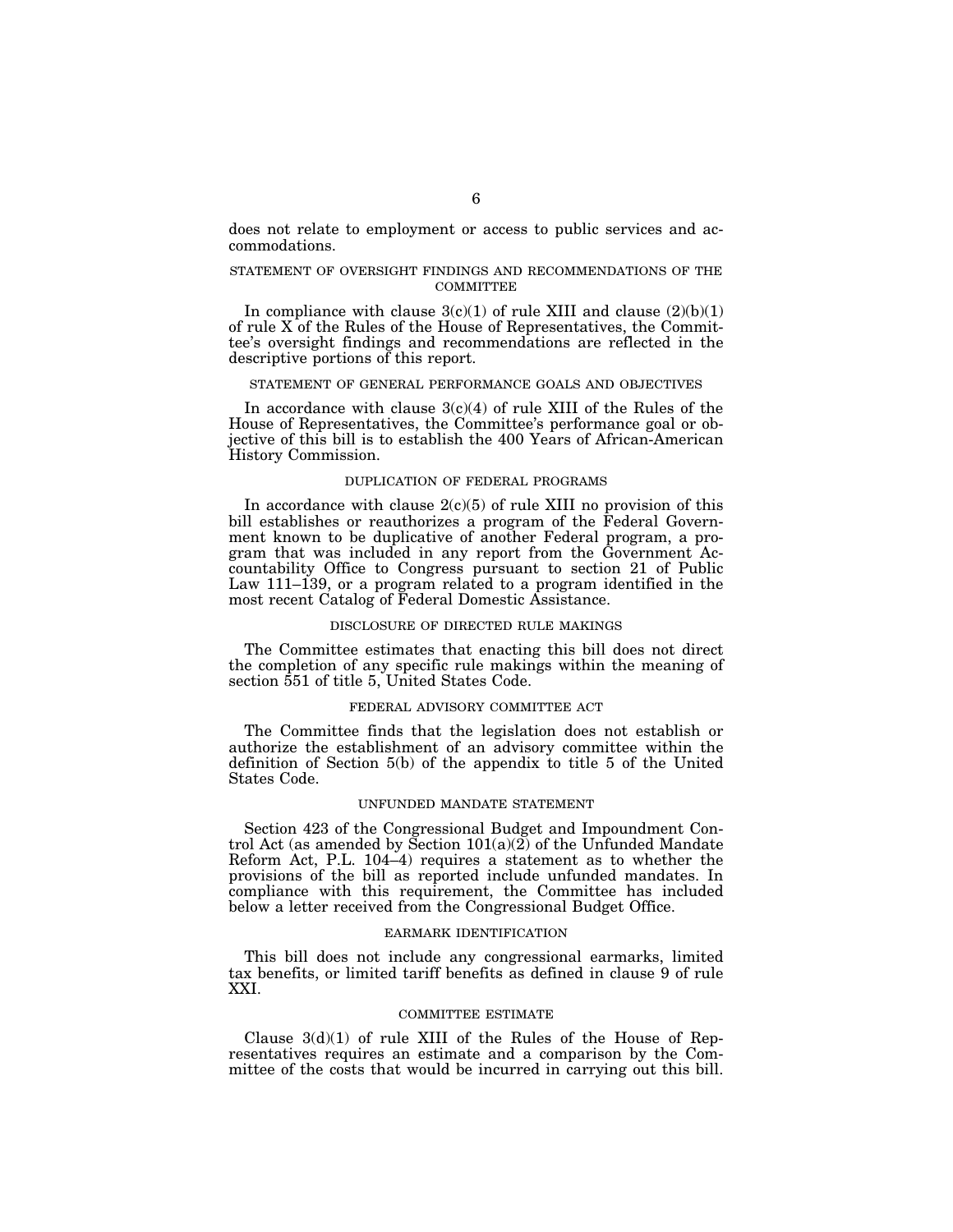does not relate to employment or access to public services and accommodations.

## STATEMENT OF OVERSIGHT FINDINGS AND RECOMMENDATIONS OF THE COMMITTEE

In compliance with clause 3(c)(1) of rule XIII and clause (2)(b)(1) of rule X of the Rules of the House of Representatives, the Committee's oversight findings and recommendations are reflected in the descriptive portions of this report.

## STATEMENT OF GENERAL PERFORMANCE GOALS AND OBJECTIVES

In accordance with clause 3(c)(4) of rule XIII of the Rules of the House of Representatives, the Committee's performance goal or objective of this bill is to establish the 400 Years of African-American History Commission.

## DUPLICATION OF FEDERAL PROGRAMS

In accordance with clause 2(c)(5) of rule XIII no provision of this bill establishes or reauthorizes a program of the Federal Government known to be duplicative of another Federal program, a program that was included in any report from the Government Accountability Office to Congress pursuant to section 21 of Public Law 111–139, or a program related to a program identified in the most recent Catalog of Federal Domestic Assistance.

## DISCLOSURE OF DIRECTED RULE MAKINGS

The Committee estimates that enacting this bill does not direct the completion of any specific rule makings within the meaning of section 551 of title 5, United States Code.

## FEDERAL ADVISORY COMMITTEE ACT

The Committee finds that the legislation does not establish or authorize the establishment of an advisory committee within the definition of Section 5(b) of the appendix to title 5 of the United States Code.

## UNFUNDED MANDATE STATEMENT

Section 423 of the Congressional Budget and Impoundment Control Act (as amended by Section 101(a)(2) of the Unfunded Mandate Reform Act, P.L. 104–4) requires a statement as to whether the provisions of the bill as reported include unfunded mandates. In compliance with this requirement, the Committee has included below a letter received from the Congressional Budget Office.

## EARMARK IDENTIFICATION

This bill does not include any congressional earmarks, limited tax benefits, or limited tariff benefits as defined in clause 9 of rule XXI.

## COMMITTEE ESTIMATE

Clause 3(d)(1) of rule XIII of the Rules of the House of Representatives requires an estimate and a comparison by the Committee of the costs that would be incurred in carrying out this bill.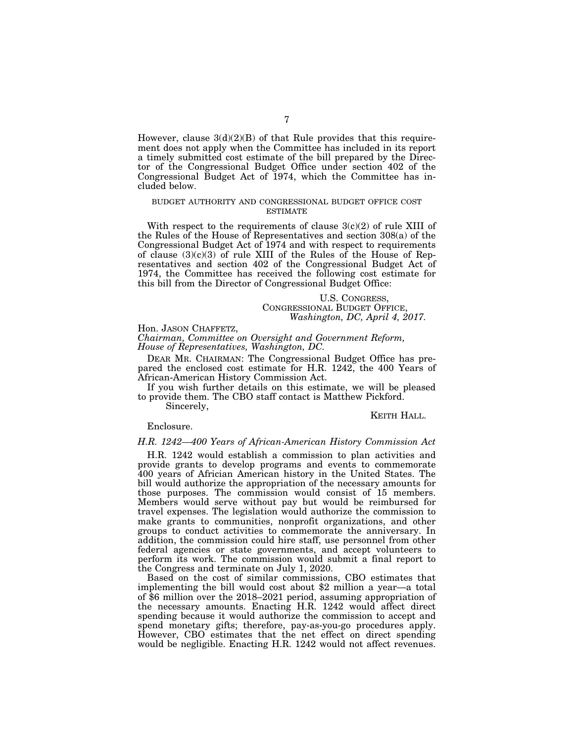However, clause 3(d)(2)(B) of that Rule provides that this requirement does not apply when the Committee has included in its report a timely submitted cost estimate of the bill prepared by the Director of the Congressional Budget Office under section 402 of the Congressional Budget Act of 1974, which the Committee has included below.

## BUDGET AUTHORITY AND CONGRESSIONAL BUDGET OFFICE COST ESTIMATE

With respect to the requirements of clause 3(c)(2) of rule XIII of the Rules of the House of Representatives and section 308(a) of the Congressional Budget Act of 1974 and with respect to requirements of clause (3)(c)(3) of rule XIII of the Rules of the House of Representatives and section 402 of the Congressional Budget Act of 1974, the Committee has received the following cost estimate for this bill from the Director of Congressional Budget Office:

U.S. CONGRESS,
CONGRESSIONAL BUDGET OFFICE,
*Washington, DC, April 4, 2017.*

Hon. JASON CHAFFETZ,
*Chairman, Committee on Oversight and Government Reform, House of Representatives, Washington, DC.*

DEAR MR. CHAIRMAN: The Congressional Budget Office has prepared the enclosed cost estimate for H.R. 1242, the 400 Years of African-American History Commission Act.

If you wish further details on this estimate, we will be pleased to provide them. The CBO staff contact is Matthew Pickford.

Sincerely,

KEITH HALL.

Enclosure.

*H.R. 1242—400 Years of African-American History Commission Act*

H.R. 1242 would establish a commission to plan activities and provide grants to develop programs and events to commemorate 400 years of African American history in the United States. The bill would authorize the appropriation of the necessary amounts for those purposes. The commission would consist of 15 members. Members would serve without pay but would be reimbursed for travel expenses. The legislation would authorize the commission to make grants to communities, nonprofit organizations, and other groups to conduct activities to commemorate the anniversary. In addition, the commission could hire staff, use personnel from other federal agencies or state governments, and accept volunteers to perform its work. The commission would submit a final report to the Congress and terminate on July 1, 2020.

Based on the cost of similar commissions, CBO estimates that implementing the bill would cost about $2 million a year—a total of $6 million over the 2018–2021 period, assuming appropriation of the necessary amounts. Enacting H.R. 1242 would affect direct spending because it would authorize the commission to accept and spend monetary gifts; therefore, pay-as-you-go procedures apply. However, CBO estimates that the net effect on direct spending would be negligible. Enacting H.R. 1242 would not affect revenues.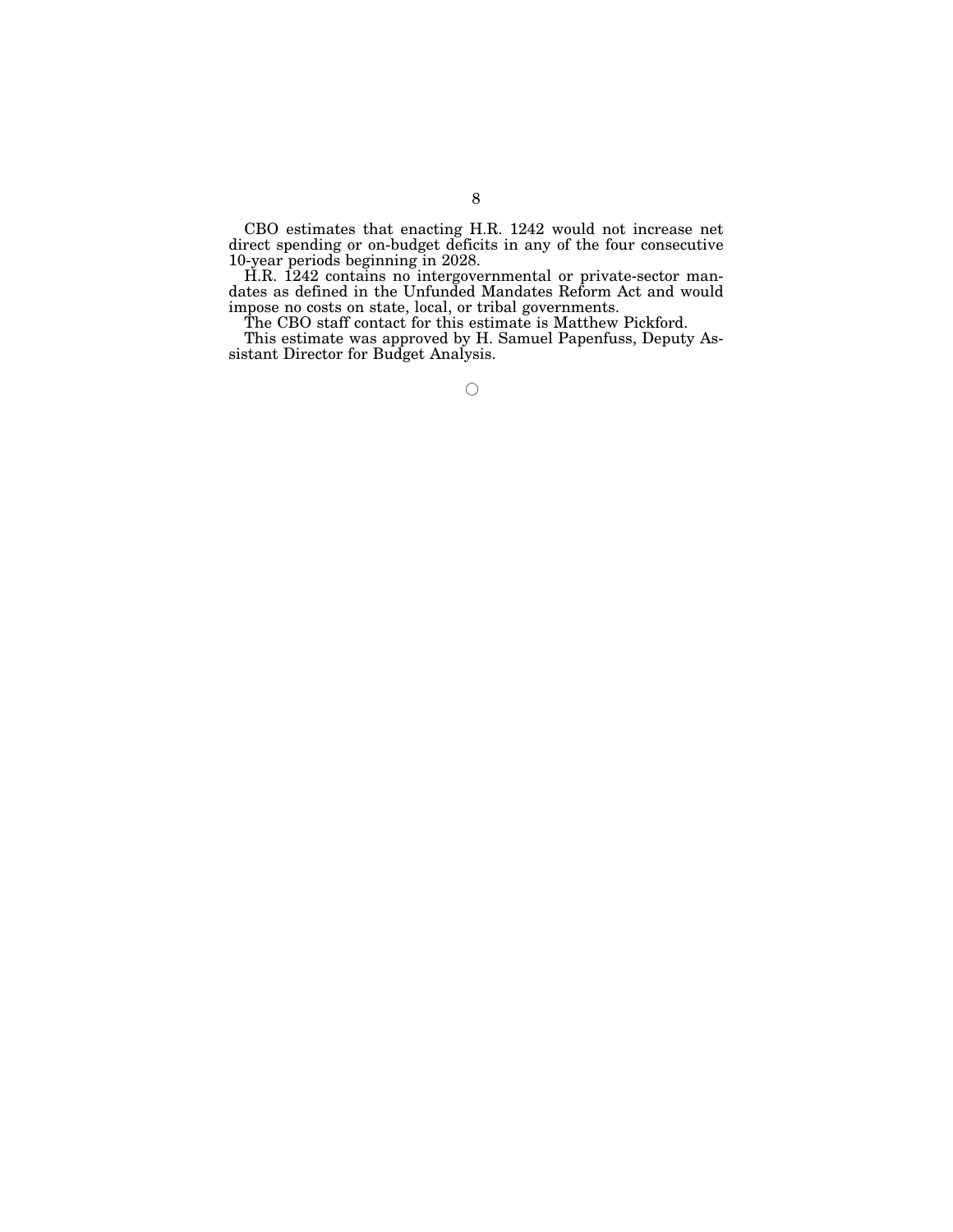CBO estimates that enacting H.R. 1242 would not increase net direct spending or on-budget deficits in any of the four consecutive 10-year periods beginning in 2028.

H.R. 1242 contains no intergovernmental or private-sector mandates as defined in the Unfunded Mandates Reform Act and would impose no costs on state, local, or tribal governments.

The CBO staff contact for this estimate is Matthew Pickford.

This estimate was approved by H. Samuel Papenfuss, Deputy Assistant Director for Budget Analysis.

○